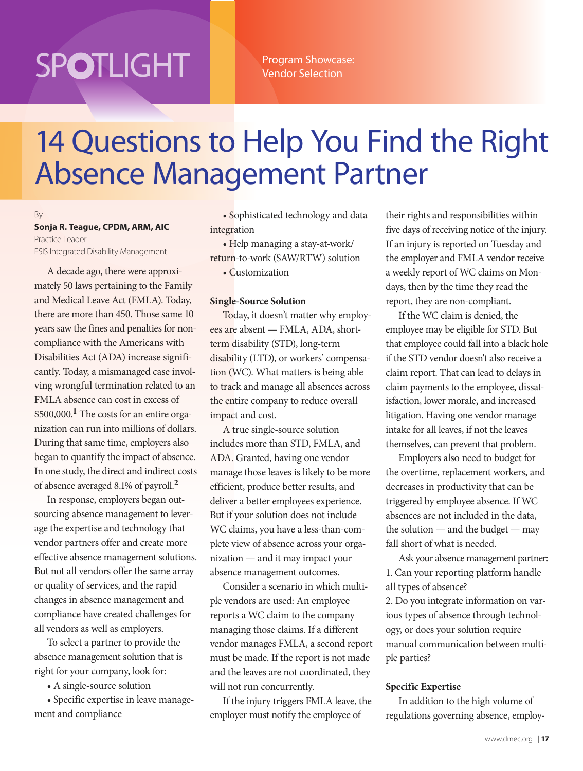SPOTLIGHT

Program Showcase: Vendor Selection

# 14 Questions to Help You Find the Right Absence Management Partner

By
**Sonja R. Teague, CPDM, ARM, AIC**
Practice Leader
ESIS Integrated Disability Management

A decade ago, there were approximately 50 laws pertaining to the Family and Medical Leave Act (FMLA). Today, there are more than 450. Those same 10 years saw the fines and penalties for noncompliance with the Americans with Disabilities Act (ADA) increase significantly. Today, a mismanaged case involving wrongful termination related to an FMLA absence can cost in excess of $500,000.[1] The costs for an entire organization can run into millions of dollars. During that same time, employers also began to quantify the impact of absence. In one study, the direct and indirect costs of absence averaged 8.1% of payroll.[2]

In response, employers began outsourcing absence management to leverage the expertise and technology that vendor partners offer and create more effective absence management solutions. But not all vendors offer the same array or quality of services, and the rapid changes in absence management and compliance have created challenges for all vendors as well as employers.

To select a partner to provide the absence management solution that is right for your company, look for:

- A single-source solution
- Specific expertise in leave management and compliance
- Sophisticated technology and data integration
- Help managing a stay-at-work/return-to-work (SAW/RTW) solution
- Customization

**Single-Source Solution**

Today, it doesn't matter why employees are absent — FMLA, ADA, short-term disability (STD), long-term disability (LTD), or workers' compensation (WC). What matters is being able to track and manage all absences across the entire company to reduce overall impact and cost.

A true single-source solution includes more than STD, FMLA, and ADA. Granted, having one vendor manage those leaves is likely to be more efficient, produce better results, and deliver a better employees experience. But if your solution does not include WC claims, you have a less-than-complete view of absence across your organization — and it may impact your absence management outcomes.

Consider a scenario in which multiple vendors are used: An employee reports a WC claim to the company managing those claims. If a different vendor manages FMLA, a second report must be made. If the report is not made and the leaves are not coordinated, they will not run concurrently.

If the injury triggers FMLA leave, the employer must notify the employee of their rights and responsibilities within five days of receiving notice of the injury. If an injury is reported on Tuesday and the employer and FMLA vendor receive a weekly report of WC claims on Mondays, then by the time they read the report, they are non-compliant.

If the WC claim is denied, the employee may be eligible for STD. But that employee could fall into a black hole if the STD vendor doesn't also receive a claim report. That can lead to delays in claim payments to the employee, dissatisfaction, lower morale, and increased litigation. Having one vendor manage intake for all leaves, if not the leaves themselves, can prevent that problem.

Employers also need to budget for the overtime, replacement workers, and decreases in productivity that can be triggered by employee absence. If WC absences are not included in the data, the solution — and the budget — may fall short of what is needed.

Ask your absence management partner:

1. Can your reporting platform handle all types of absence?
2. Do you integrate information on various types of absence through technology, or does your solution require manual communication between multiple parties?

**Specific Expertise**

In addition to the high volume of regulations governing absence, employ-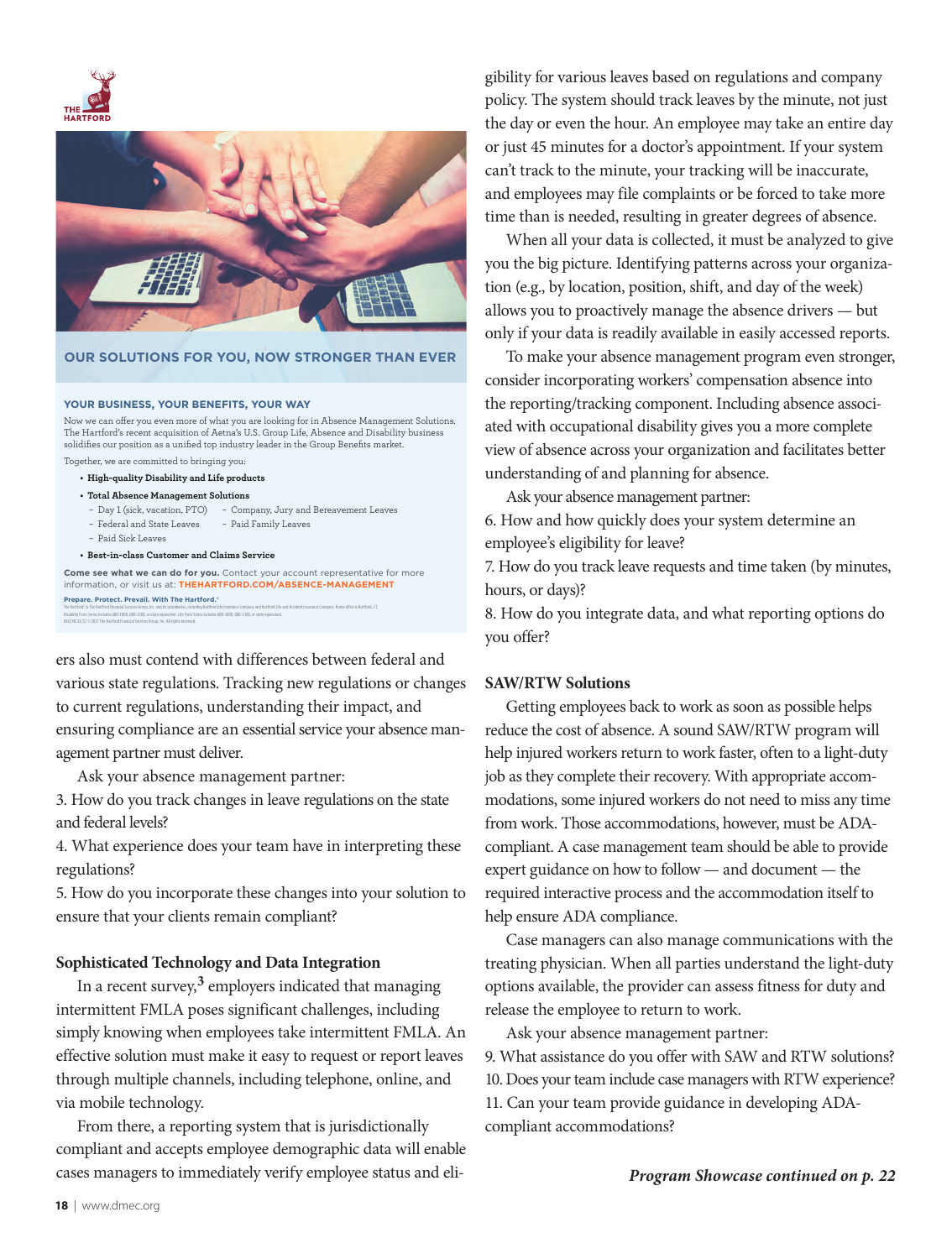THE HARTFORD

OUR SOLUTIONS FOR YOU, NOW STRONGER THAN EVER

**YOUR BUSINESS, YOUR BENEFITS, YOUR WAY**

Now we can offer you even more of what you are looking for in Absence Management Solutions. The Hartford's recent acquisition of Aetna's U.S. Group Life, Absence and Disability business solidifies our position as a unified top industry leader in the Group Benefits market.

Together, we are committed to bringing you:

- **High-quality Disability and Life products**
- **Total Absence Management Solutions**
  - Day 1 (sick, vacation, PTO)
  - Company, Jury and Bereavement Leaves
  - Federal and State Leaves
  - Paid Family Leaves
  - Paid Sick Leaves
- **Best-in-class Customer and Claims Service**

**Come see what we can do for you.** Contact your account representative for more information, or visit us at: **THEHARTFORD.COM/ABSENCE-MANAGEMENT**

**Prepare. Protect. Prevail. With The Hartford.®**

ers also must contend with differences between federal and various state regulations. Tracking new regulations or changes to current regulations, understanding their impact, and ensuring compliance are an essential service your absence management partner must deliver.

Ask your absence management partner:

3. How do you track changes in leave regulations on the state and federal levels?
4. What experience does your team have in interpreting these regulations?
5. How do you incorporate these changes into your solution to ensure that your clients remain compliant?

**Sophisticated Technology and Data Integration**

In a recent survey,[3] employers indicated that managing intermittent FMLA poses significant challenges, including simply knowing when employees take intermittent FMLA. An effective solution must make it easy to request or report leaves through multiple channels, including telephone, online, and via mobile technology.

From there, a reporting system that is jurisdictionally compliant and accepts employee demographic data will enable cases managers to immediately verify employee status and eligibility for various leaves based on regulations and company policy. The system should track leaves by the minute, not just the day or even the hour. An employee may take an entire day or just 45 minutes for a doctor's appointment. If your system can't track to the minute, your tracking will be inaccurate, and employees may file complaints or be forced to take more time than is needed, resulting in greater degrees of absence.

When all your data is collected, it must be analyzed to give you the big picture. Identifying patterns across your organization (e.g., by location, position, shift, and day of the week) allows you to proactively manage the absence drivers — but only if your data is readily available in easily accessed reports.

To make your absence management program even stronger, consider incorporating workers' compensation absence into the reporting/tracking component. Including absence associated with occupational disability gives you a more complete view of absence across your organization and facilitates better understanding of and planning for absence.

Ask your absence management partner:

6. How and how quickly does your system determine an employee's eligibility for leave?
7. How do you track leave requests and time taken (by minutes, hours, or days)?
8. How do you integrate data, and what reporting options do you offer?

**SAW/RTW Solutions**

Getting employees back to work as soon as possible helps reduce the cost of absence. A sound SAW/RTW program will help injured workers return to work faster, often to a light-duty job as they complete their recovery. With appropriate accommodations, some injured workers do not need to miss any time from work. Those accommodations, however, must be ADA-compliant. A case management team should be able to provide expert guidance on how to follow — and document — the required interactive process and the accommodation itself to help ensure ADA compliance.

Case managers can also manage communications with the treating physician. When all parties understand the light-duty options available, the provider can assess fitness for duty and release the employee to return to work.

Ask your absence management partner:

9. What assistance do you offer with SAW and RTW solutions?
10. Does your team include case managers with RTW experience?
11. Can your team provide guidance in developing ADA-compliant accommodations?

***Program Showcase continued on p. 22***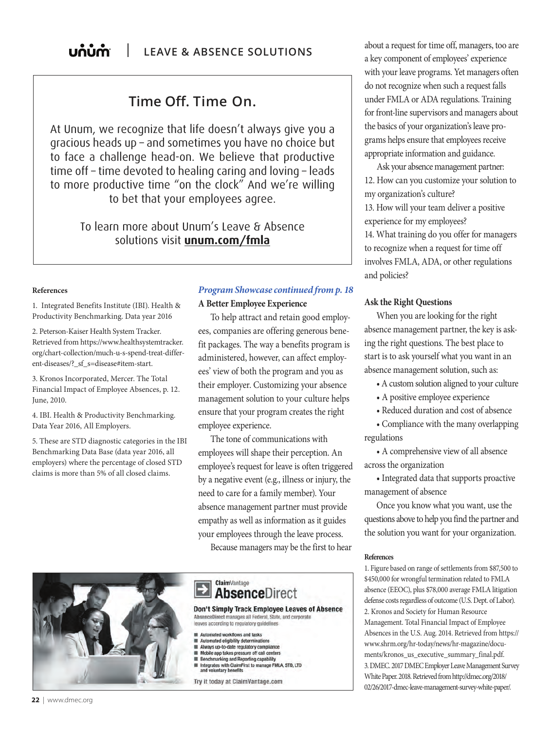**UNUM** | LEAVE & ABSENCE SOLUTIONS

## Time Off. Time On.

At Unum, we recognize that life doesn't always give you a gracious heads up – and sometimes you have no choice but to face a challenge head-on. We believe that productive time off – time devoted to healing caring and loving – leads to more productive time "on the clock" And we're willing to bet that your employees agree.

To learn more about Unum's Leave & Absence solutions visit **unum.com/fmla**

#### References

1. Integrated Benefits Institute (IBI). Health & Productivity Benchmarking. Data year 2016
2. Peterson-Kaiser Health System Tracker. Retrieved from https://www.healthsystemtracker.org/chart-collection/much-u-s-spend-treat-different-diseases/?_sf_s=disease#item-start.
3. Kronos Incorporated, Mercer. The Total Financial Impact of Employee Absences, p. 12. June, 2010.
4. IBI. Health & Productivity Benchmarking. Data Year 2016, All Employers.
5. These are STD diagnostic categories in the IBI Benchmarking Data Base (data year 2016, all employers) where the percentage of closed STD claims is more than 5% of all closed claims.

***Program Showcase continued from p. 18***

### A Better Employee Experience

To help attract and retain good employees, companies are offering generous benefit packages. The way a benefits program is administered, however, can affect employees' view of both the program and you as their employer. Customizing your absence management solution to your culture helps ensure that your program creates the right employee experience.

The tone of communications with employees will shape their perception. An employee's request for leave is often triggered by a negative event (e.g., illness or injury, the need to care for a family member). Your absence management partner must provide empathy as well as information as it guides your employees through the leave process.

Because managers may be the first to hear about a request for time off, managers, too are a key component of employees' experience with your leave programs. Yet managers often do not recognize when such a request falls under FMLA or ADA regulations. Training for front-line supervisors and managers about the basics of your organization's leave programs helps ensure that employees receive appropriate information and guidance.

Ask your absence management partner:

12. How can you customize your solution to my organization's culture?
13. How will your team deliver a positive experience for my employees?
14. What training do you offer for managers to recognize when a request for time off involves FMLA, ADA, or other regulations and policies?

### Ask the Right Questions

When you are looking for the right absence management partner, the key is asking the right questions. The best place to start is to ask yourself what you want in an absence management solution, such as:

- A custom solution aligned to your culture
- A positive employee experience
- Reduced duration and cost of absence
- Compliance with the many overlapping regulations
- A comprehensive view of all absence across the organization
- Integrated data that supports proactive management of absence

Once you know what you want, use the questions above to help you find the partner and the solution you want for your organization.

#### References

1. Figure based on range of settlements from $87,500 to $450,000 for wrongful termination related to FMLA absence (EEOC), plus $78,000 average FMLA litigation defense costs regardless of outcome (U.S. Dept. of Labor).
2. Kronos and Society for Human Resource Management. Total Financial Impact of Employee Absences in the U.S. Aug. 2014. Retrieved from https://www.shrm.org/hr-today/news/hr-magazine/documents/kronos_us_executive_summary_final.pdf.
3. DMEC. 2017 DMEC Employer Leave Management Survey White Paper. 2018. Retrieved from http://dmec.org/2018/02/26/2017-dmec-leave-management-survey-white-paper/.

**ClaimVantage AbsenceDirect**

**Don't Simply Track Employee Leaves of Absence**

AbsenceDirect manages all Federal, State, and corporate leaves according to regulatory guidelines

- Automated workflows and tasks
- Automated eligibility determinations
- Always up-to-date regulatory compliance
- Mobile app takes pressure off call centers
- Benchmarking and Reporting capability
- Integrates with ClaimFirst to manage FMLA, STD, LTD and voluntary benefits

Try it today at ClaimVantage.com